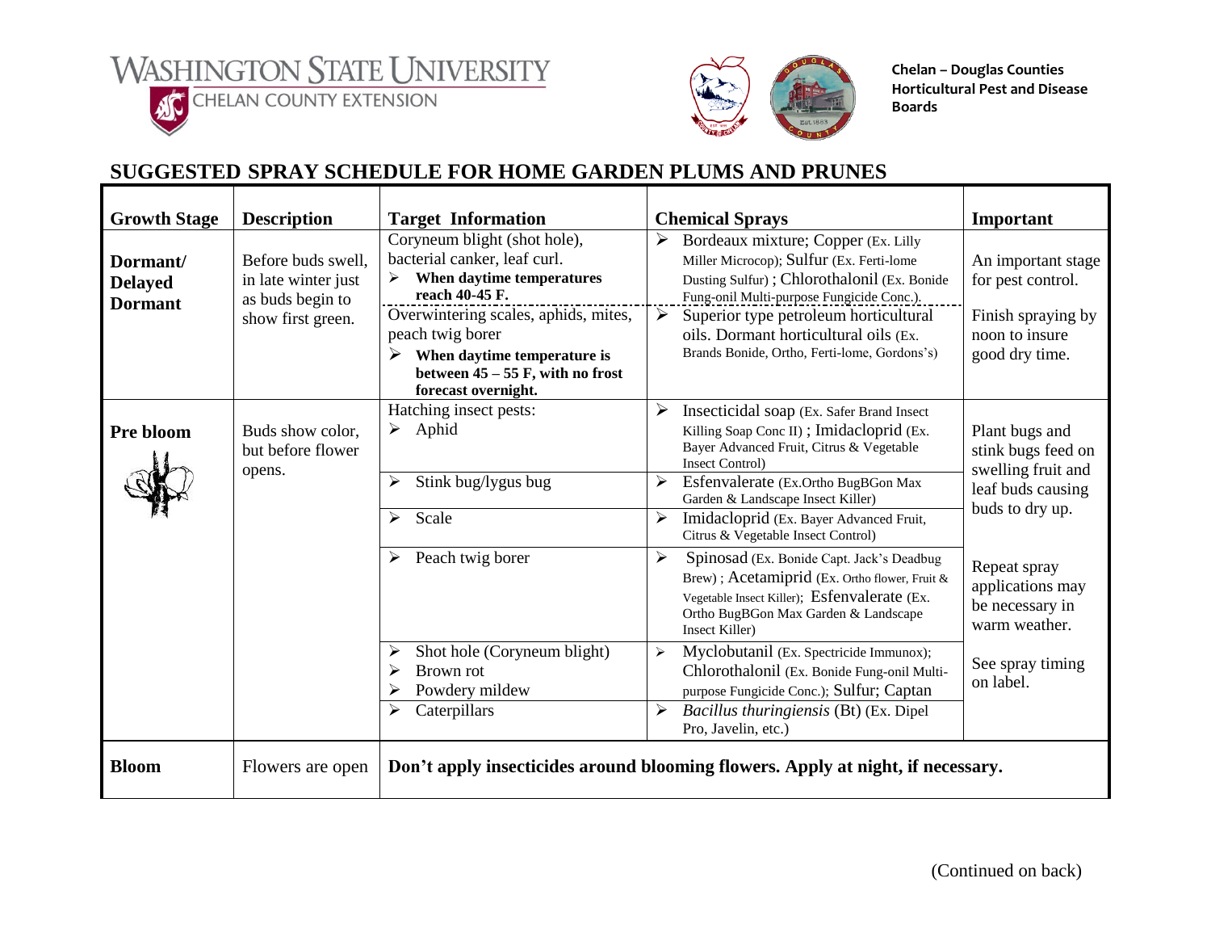WASHINGTON STATE UNIVERSITY
CHELAN COUNTY EXTENSION

**Chelan – Douglas Counties Horticultural Pest and Disease Boards**

## SUGGESTED SPRAY SCHEDULE FOR HOME GARDEN PLUMS AND PRUNES

| Growth Stage | Description | Target Information | Chemical Sprays | Important |
|---|---|---|---|---|
| **Dormant/ Delayed Dormant** | Before buds swell, in late winter just as buds begin to show first green. | Coryneum blight (shot hole), bacterial canker, leaf curl. ➢ **When daytime temperatures reach 40-45 F.** | ➢ Bordeaux mixture; Copper (Ex. Lilly Miller Microcop); Sulfur (Ex. Ferti-lome Dusting Sulfur) ; Chlorothalonil (Ex. Bonide Fung-onil Multi-purpose Fungicide Conc.). | An important stage for pest control. Finish spraying by noon to insure good dry time. |
| | | Overwintering scales, aphids, mites, peach twig borer ➢ **When daytime temperature is between 45 – 55 F, with no frost forecast overnight.** | ➢ Superior type petroleum horticultural oils. Dormant horticultural oils (Ex. Brands Bonide, Ortho, Ferti-lome, Gordons's) | |
| **Pre bloom** | Buds show color, but before flower opens. | Hatching insect pests: ➢ Aphid | ➢ Insecticidal soap (Ex. Safer Brand Insect Killing Soap Conc II) ; Imidacloprid (Ex. Bayer Advanced Fruit, Citrus & Vegetable Insect Control) | Plant bugs and stink bugs feed on swelling fruit and leaf buds causing buds to dry up. |
| | | ➢ Stink bug/lygus bug | ➢ Esfenvalerate (Ex.Ortho BugBGon Max Garden & Landscape Insect Killer) | |
| | | ➢ Scale | ➢ Imidacloprid (Ex. Bayer Advanced Fruit, Citrus & Vegetable Insect Control) | |
| | | ➢ Peach twig borer | ➢ Spinosad (Ex. Bonide Capt. Jack's Deadbug Brew) ; Acetamiprid (Ex. Ortho flower, Fruit & Vegetable Insect Killer); Esfenvalerate (Ex. Ortho BugBGon Max Garden & Landscape Insect Killer) | Repeat spray applications may be necessary in warm weather. |
| | | ➢ Shot hole (Coryneum blight) ➢ Brown rot ➢ Powdery mildew | ➢ Myclobutanil (Ex. Spectricide Immunox); Chlorothalonil (Ex. Bonide Fung-onil Multi-purpose Fungicide Conc.); Sulfur; Captan | See spray timing on label. |
| | | ➢ Caterpillars | ➢ *Bacillus thuringiensis* (Bt) (Ex. Dipel Pro, Javelin, etc.) | |
| **Bloom** | Flowers are open | **Don't apply insecticides around blooming flowers. Apply at night, if necessary.** | | |

(Continued on back)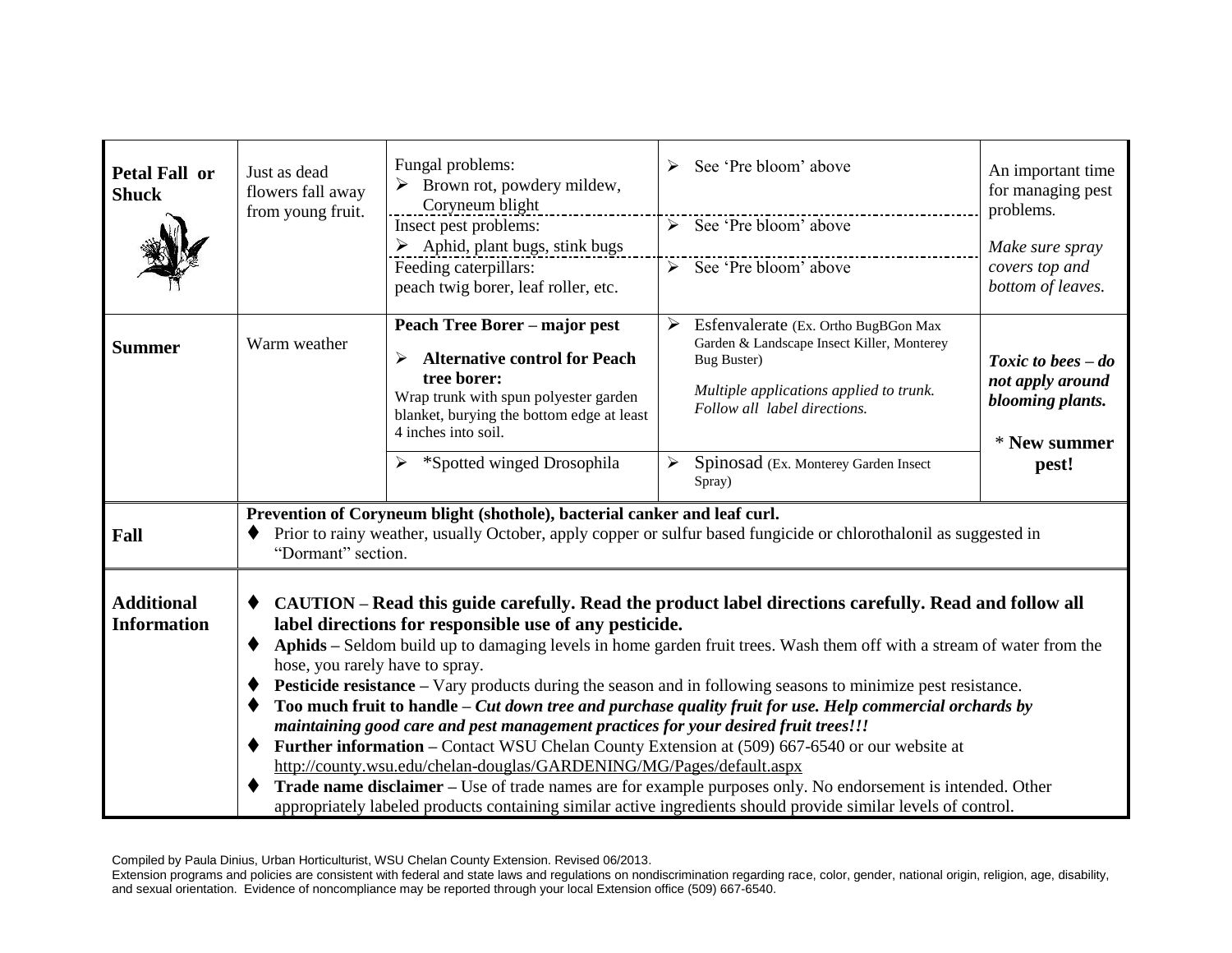| | | | | |
|---|---|---|---|---|
| **Petal Fall or Shuck** | Just as dead flowers fall away from young fruit. | Fungal problems:<br>➢ Brown rot, powdery mildew, Coryneum blight | ➢ See 'Pre bloom' above | An important time for managing pest problems.<br><br>*Make sure spray covers top and bottom of leaves.* |
| | | Insect pest problems:<br>➢ Aphid, plant bugs, stink bugs | ➢ See 'Pre bloom' above | |
| | | Feeding caterpillars:<br>peach twig borer, leaf roller, etc. | ➢ See 'Pre bloom' above | |
| **Summer** | Warm weather | **Peach Tree Borer – major pest**<br>➢ **Alternative control for Peach tree borer:**<br>Wrap trunk with spun polyester garden blanket, burying the bottom edge at least 4 inches into soil. | ➢ Esfenvalerate (Ex. Ortho BugBGon Max Garden & Landscape Insect Killer, Monterey Bug Buster)<br><br>*Multiple applications applied to trunk. Follow all label directions.* | ***Toxic to bees – do not apply around blooming plants.*** |
| | | ➢ *Spotted winged Drosophila | ➢ Spinosad (Ex. Monterey Garden Insect Spray) | **\* New summer pest!** |
| **Fall** | **Prevention of Coryneum blight (shothole), bacterial canker and leaf curl.**<br>♦ Prior to rainy weather, usually October, apply copper or sulfur based fungicide or chlorothalonil as suggested in "Dormant" section. | | | |
| **Additional Information** | ♦ **CAUTION – Read this guide carefully. Read the product label directions carefully. Read and follow all label directions for responsible use of any pesticide.**<br>♦ **Aphids –** Seldom build up to damaging levels in home garden fruit trees. Wash them off with a stream of water from the hose, you rarely have to spray.<br>♦ **Pesticide resistance –** Vary products during the season and in following seasons to minimize pest resistance.<br>♦ **Too much fruit to handle –** ***Cut down tree and purchase quality fruit for use. Help commercial orchards by maintaining good care and pest management practices for your desired fruit trees!!!***<br>♦ **Further information –** Contact WSU Chelan County Extension at (509) 667-6540 or our website at http://county.wsu.edu/chelan-douglas/GARDENING/MG/Pages/default.aspx<br>♦ **Trade name disclaimer –** Use of trade names are for example purposes only. No endorsement is intended. Other appropriately labeled products containing similar active ingredients should provide similar levels of control. | | | |

Compiled by Paula Dinius, Urban Horticulturist, WSU Chelan County Extension. Revised 06/2013.

Extension programs and policies are consistent with federal and state laws and regulations on nondiscrimination regarding race, color, gender, national origin, religion, age, disability, and sexual orientation. Evidence of noncompliance may be reported through your local Extension office (509) 667-6540.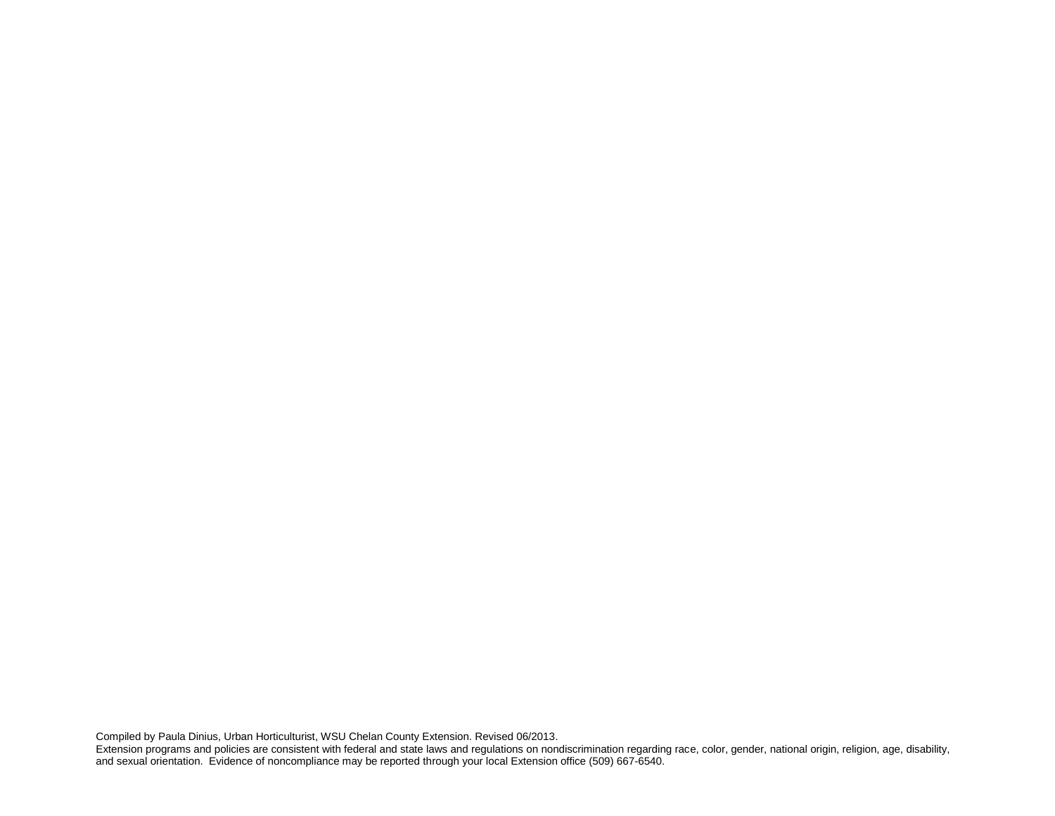Compiled by Paula Dinius, Urban Horticulturist, WSU Chelan County Extension. Revised 06/2013.
Extension programs and policies are consistent with federal and state laws and regulations on nondiscrimination regarding race, color, gender, national origin, religion, age, disability, and sexual orientation. Evidence of noncompliance may be reported through your local Extension office (509) 667-6540.